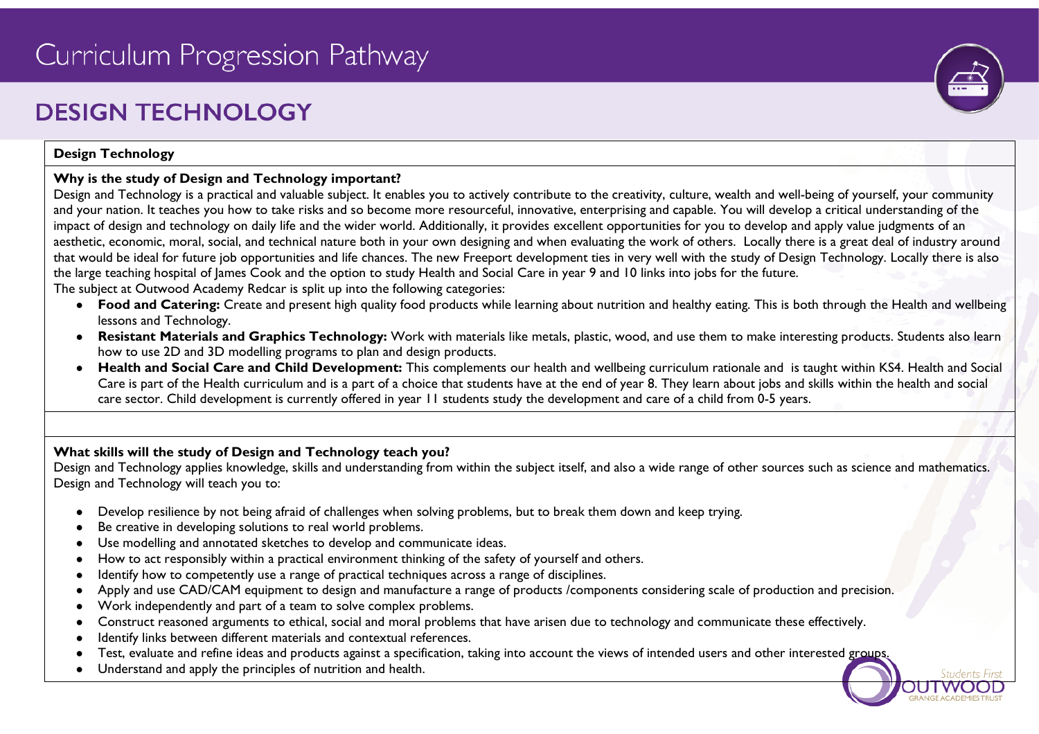# Curriculum Progression Pathway

## DESIGN TECHNOLOGY

### Design Technology

**Why is the study of Design and Technology important?**

Design and Technology is a practical and valuable subject. It enables you to actively contribute to the creativity, culture, wealth and well-being of yourself, your community and your nation. It teaches you how to take risks and so become more resourceful, innovative, enterprising and capable. You will develop a critical understanding of the impact of design and technology on daily life and the wider world. Additionally, it provides excellent opportunities for you to develop and apply value judgments of an aesthetic, economic, moral, social, and technical nature both in your own designing and when evaluating the work of others. Locally there is a great deal of industry around that would be ideal for future job opportunities and life chances. The new Freeport development ties in very well with the study of Design Technology. Locally there is also the large teaching hospital of James Cook and the option to study Health and Social Care in year 9 and 10 links into jobs for the future.

The subject at Outwood Academy Redcar is split up into the following categories:

- **Food and Catering:** Create and present high quality food products while learning about nutrition and healthy eating. This is both through the Health and wellbeing lessons and Technology.
- **Resistant Materials and Graphics Technology:** Work with materials like metals, plastic, wood, and use them to make interesting products. Students also learn how to use 2D and 3D modelling programs to plan and design products.
- **Health and Social Care and Child Development:** This complements our health and wellbeing curriculum rationale and is taught within KS4. Health and Social Care is part of the Health curriculum and is a part of a choice that students have at the end of year 8. They learn about jobs and skills within the health and social care sector. Child development is currently offered in year 11 students study the development and care of a child from 0-5 years.

**What skills will the study of Design and Technology teach you?**

Design and Technology applies knowledge, skills and understanding from within the subject itself, and also a wide range of other sources such as science and mathematics. Design and Technology will teach you to:

- Develop resilience by not being afraid of challenges when solving problems, but to break them down and keep trying.
- Be creative in developing solutions to real world problems.
- Use modelling and annotated sketches to develop and communicate ideas.
- How to act responsibly within a practical environment thinking of the safety of yourself and others.
- Identify how to competently use a range of practical techniques across a range of disciplines.
- Apply and use CAD/CAM equipment to design and manufacture a range of products /components considering scale of production and precision.
- Work independently and part of a team to solve complex problems.
- Construct reasoned arguments to ethical, social and moral problems that have arisen due to technology and communicate these effectively.
- Identify links between different materials and contextual references.
- Test, evaluate and refine ideas and products against a specification, taking into account the views of intended users and other interested groups.
- Understand and apply the principles of nutrition and health.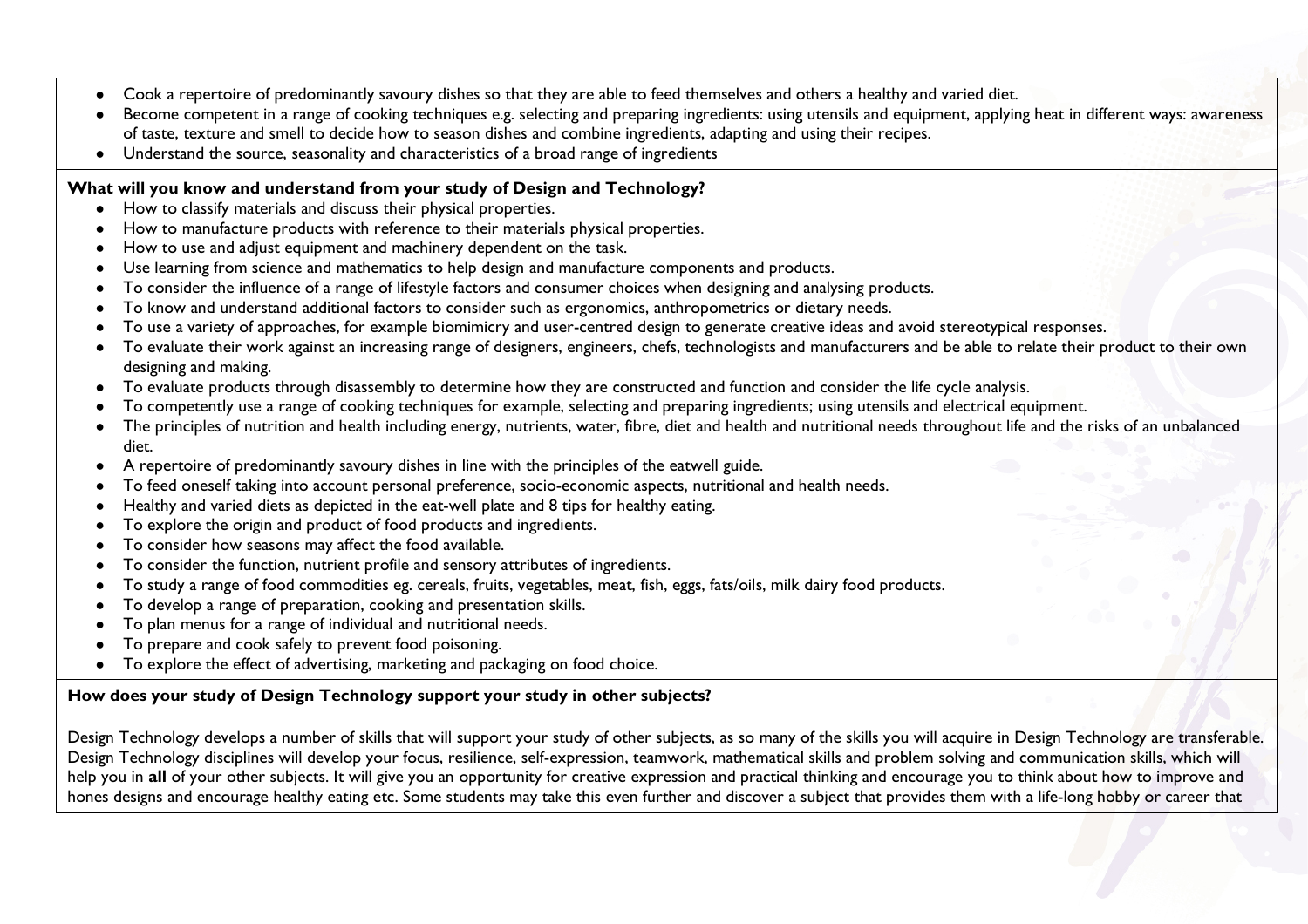- Cook a repertoire of predominantly savoury dishes so that they are able to feed themselves and others a healthy and varied diet.
- Become competent in a range of cooking techniques e.g. selecting and preparing ingredients: using utensils and equipment, applying heat in different ways: awareness of taste, texture and smell to decide how to season dishes and combine ingredients, adapting and using their recipes.
- Understand the source, seasonality and characteristics of a broad range of ingredients

**What will you know and understand from your study of Design and Technology?**

- How to classify materials and discuss their physical properties.
- How to manufacture products with reference to their materials physical properties.
- How to use and adjust equipment and machinery dependent on the task.
- Use learning from science and mathematics to help design and manufacture components and products.
- To consider the influence of a range of lifestyle factors and consumer choices when designing and analysing products.
- To know and understand additional factors to consider such as ergonomics, anthropometrics or dietary needs.
- To use a variety of approaches, for example biomimicry and user-centred design to generate creative ideas and avoid stereotypical responses.
- To evaluate their work against an increasing range of designers, engineers, chefs, technologists and manufacturers and be able to relate their product to their own designing and making.
- To evaluate products through disassembly to determine how they are constructed and function and consider the life cycle analysis.
- To competently use a range of cooking techniques for example, selecting and preparing ingredients; using utensils and electrical equipment.
- The principles of nutrition and health including energy, nutrients, water, fibre, diet and health and nutritional needs throughout life and the risks of an unbalanced diet.
- A repertoire of predominantly savoury dishes in line with the principles of the eatwell guide.
- To feed oneself taking into account personal preference, socio-economic aspects, nutritional and health needs.
- Healthy and varied diets as depicted in the eat-well plate and 8 tips for healthy eating.
- To explore the origin and product of food products and ingredients.
- To consider how seasons may affect the food available.
- To consider the function, nutrient profile and sensory attributes of ingredients.
- To study a range of food commodities eg. cereals, fruits, vegetables, meat, fish, eggs, fats/oils, milk dairy food products.
- To develop a range of preparation, cooking and presentation skills.
- To plan menus for a range of individual and nutritional needs.
- To prepare and cook safely to prevent food poisoning.
- To explore the effect of advertising, marketing and packaging on food choice.

**How does your study of Design Technology support your study in other subjects?**

Design Technology develops a number of skills that will support your study of other subjects, as so many of the skills you will acquire in Design Technology are transferable. Design Technology disciplines will develop your focus, resilience, self-expression, teamwork, mathematical skills and problem solving and communication skills, which will help you in **all** of your other subjects. It will give you an opportunity for creative expression and practical thinking and encourage you to think about how to improve and hones designs and encourage healthy eating etc. Some students may take this even further and discover a subject that provides them with a life-long hobby or career that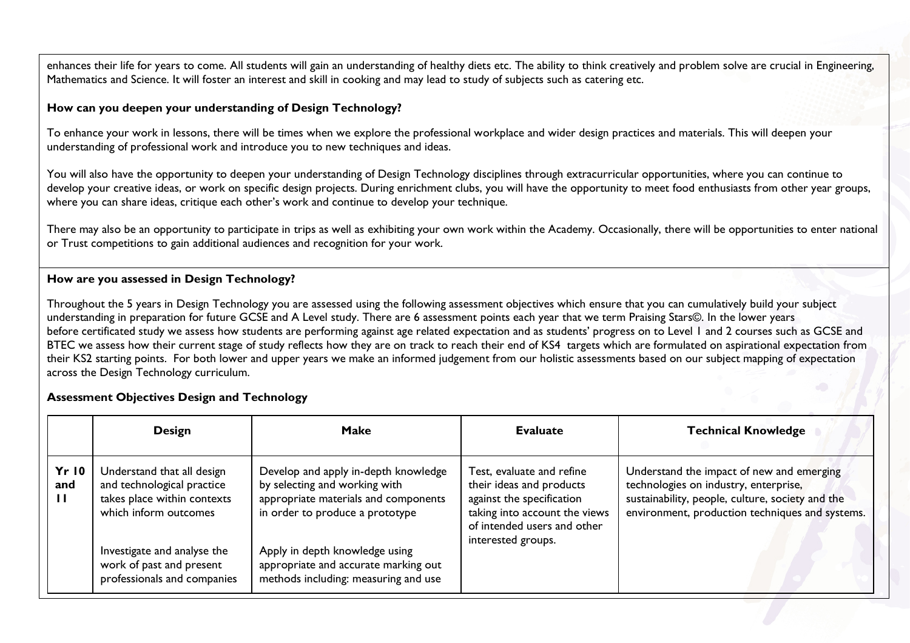enhances their life for years to come. All students will gain an understanding of healthy diets etc. The ability to think creatively and problem solve are crucial in Engineering, Mathematics and Science. It will foster an interest and skill in cooking and may lead to study of subjects such as catering etc.

**How can you deepen your understanding of Design Technology?**

To enhance your work in lessons, there will be times when we explore the professional workplace and wider design practices and materials. This will deepen your understanding of professional work and introduce you to new techniques and ideas.

You will also have the opportunity to deepen your understanding of Design Technology disciplines through extracurricular opportunities, where you can continue to develop your creative ideas, or work on specific design projects. During enrichment clubs, you will have the opportunity to meet food enthusiasts from other year groups, where you can share ideas, critique each other's work and continue to develop your technique.

There may also be an opportunity to participate in trips as well as exhibiting your own work within the Academy. Occasionally, there will be opportunities to enter national or Trust competitions to gain additional audiences and recognition for your work.

**How are you assessed in Design Technology?**

Throughout the 5 years in Design Technology you are assessed using the following assessment objectives which ensure that you can cumulatively build your subject understanding in preparation for future GCSE and A Level study. There are 6 assessment points each year that we term Praising Stars©. In the lower years before certificated study we assess how students are performing against age related expectation and as students' progress on to Level 1 and 2 courses such as GCSE and BTEC we assess how their current stage of study reflects how they are on track to reach their end of KS4 targets which are formulated on aspirational expectation from their KS2 starting points. For both lower and upper years we make an informed judgement from our holistic assessments based on our subject mapping of expectation across the Design Technology curriculum.

**Assessment Objectives Design and Technology**

| | Design | Make | Evaluate | Technical Knowledge |
|---|---|---|---|---|
| **Yr 10 and 11** | Understand that all design and technological practice takes place within contexts which inform outcomes<br><br>Investigate and analyse the work of past and present professionals and companies | Develop and apply in-depth knowledge by selecting and working with appropriate materials and components in order to produce a prototype<br><br>Apply in depth knowledge using appropriate and accurate marking out methods including: measuring and use | Test, evaluate and refine their ideas and products against the specification taking into account the views of intended users and other interested groups. | Understand the impact of new and emerging technologies on industry, enterprise, sustainability, people, culture, society and the environment, production techniques and systems. |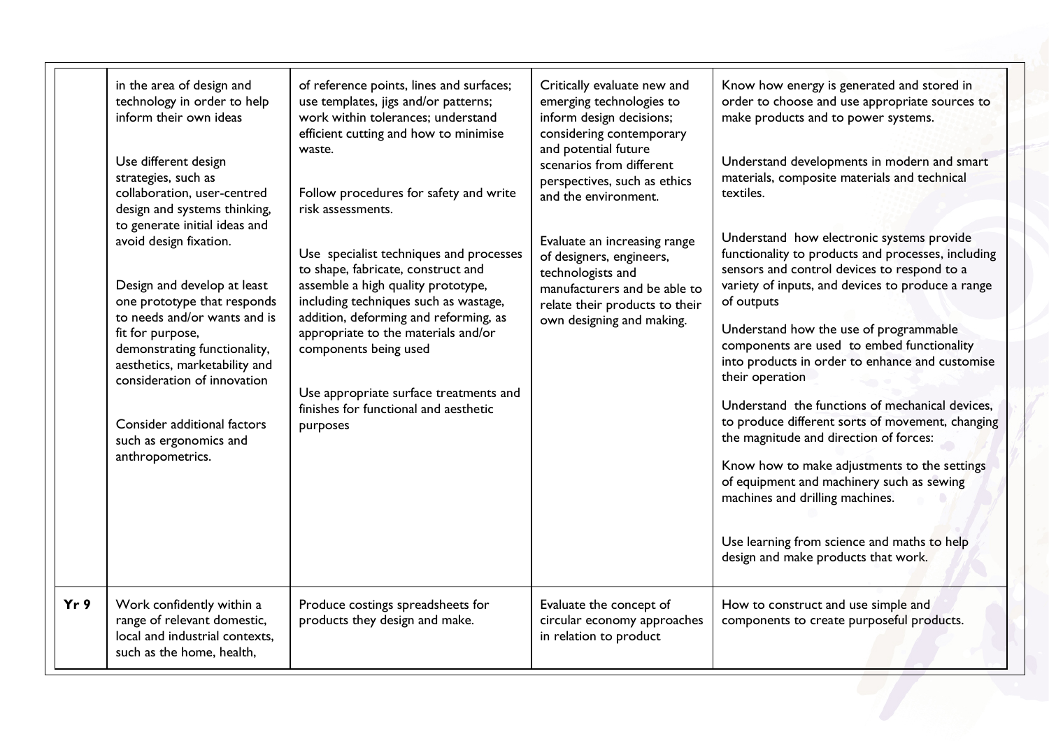| | | | | |
|---|---|---|---|---|
| | in the area of design and technology in order to help inform their own ideas<br><br>Use different design strategies, such as collaboration, user-centred design and systems thinking, to generate initial ideas and avoid design fixation.<br><br>Design and develop at least one prototype that responds to needs and/or wants and is fit for purpose, demonstrating functionality, aesthetics, marketability and consideration of innovation<br><br>Consider additional factors such as ergonomics and anthropometrics. | of reference points, lines and surfaces; use templates, jigs and/or patterns; work within tolerances; understand efficient cutting and how to minimise waste.<br><br>Follow procedures for safety and write risk assessments.<br><br>Use specialist techniques and processes to shape, fabricate, construct and assemble a high quality prototype, including techniques such as wastage, addition, deforming and reforming, as appropriate to the materials and/or components being used<br><br>Use appropriate surface treatments and finishes for functional and aesthetic purposes | Critically evaluate new and emerging technologies to inform design decisions; considering contemporary and potential future scenarios from different perspectives, such as ethics and the environment.<br><br>Evaluate an increasing range of designers, engineers, technologists and manufacturers and be able to relate their products to their own designing and making. | Know how energy is generated and stored in order to choose and use appropriate sources to make products and to power systems.<br><br>Understand developments in modern and smart materials, composite materials and technical textiles.<br><br>Understand how electronic systems provide functionality to products and processes, including sensors and control devices to respond to a variety of inputs, and devices to produce a range of outputs<br><br>Understand how the use of programmable components are used to embed functionality into products in order to enhance and customise their operation<br><br>Understand the functions of mechanical devices, to produce different sorts of movement, changing the magnitude and direction of forces:<br><br>Know how to make adjustments to the settings of equipment and machinery such as sewing machines and drilling machines.<br><br>Use learning from science and maths to help design and make products that work. |
| **Yr 9** | Work confidently within a range of relevant domestic, local and industrial contexts, such as the home, health, | Produce costings spreadsheets for products they design and make. | Evaluate the concept of circular economy approaches in relation to product | How to construct and use simple and components to create purposeful products. |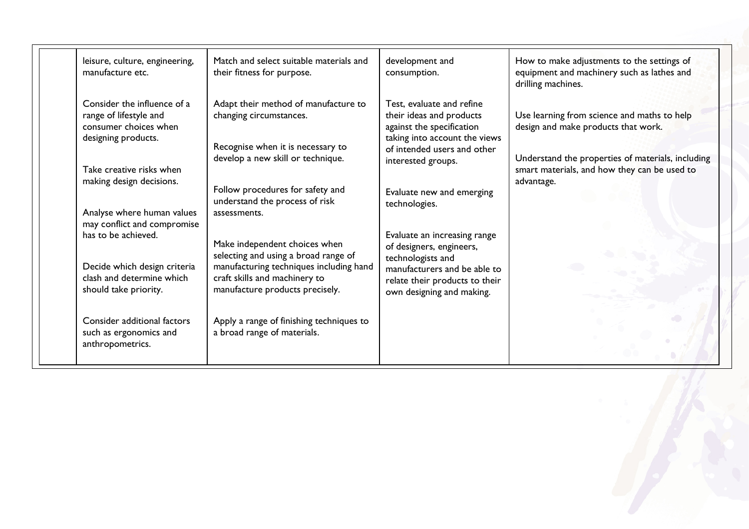| | | | | |
|---|---|---|---|---|
| | leisure, culture, engineering, manufacture etc.<br><br>Consider the influence of a range of lifestyle and consumer choices when designing products.<br><br>Take creative risks when making design decisions.<br><br>Analyse where human values may conflict and compromise has to be achieved.<br><br>Decide which design criteria clash and determine which should take priority.<br><br>Consider additional factors such as ergonomics and anthropometrics. | Match and select suitable materials and their fitness for purpose.<br><br>Adapt their method of manufacture to changing circumstances.<br><br>Recognise when it is necessary to develop a new skill or technique.<br><br>Follow procedures for safety and understand the process of risk assessments.<br><br>Make independent choices when selecting and using a broad range of manufacturing techniques including hand craft skills and machinery to manufacture products precisely.<br><br>Apply a range of finishing techniques to a broad range of materials. | development and consumption.<br><br>Test, evaluate and refine their ideas and products against the specification taking into account the views of intended users and other interested groups.<br><br>Evaluate new and emerging technologies.<br><br>Evaluate an increasing range of designers, engineers, technologists and manufacturers and be able to relate their products to their own designing and making. | How to make adjustments to the settings of equipment and machinery such as lathes and drilling machines.<br><br>Use learning from science and maths to help design and make products that work.<br><br>Understand the properties of materials, including smart materials, and how they can be used to advantage. |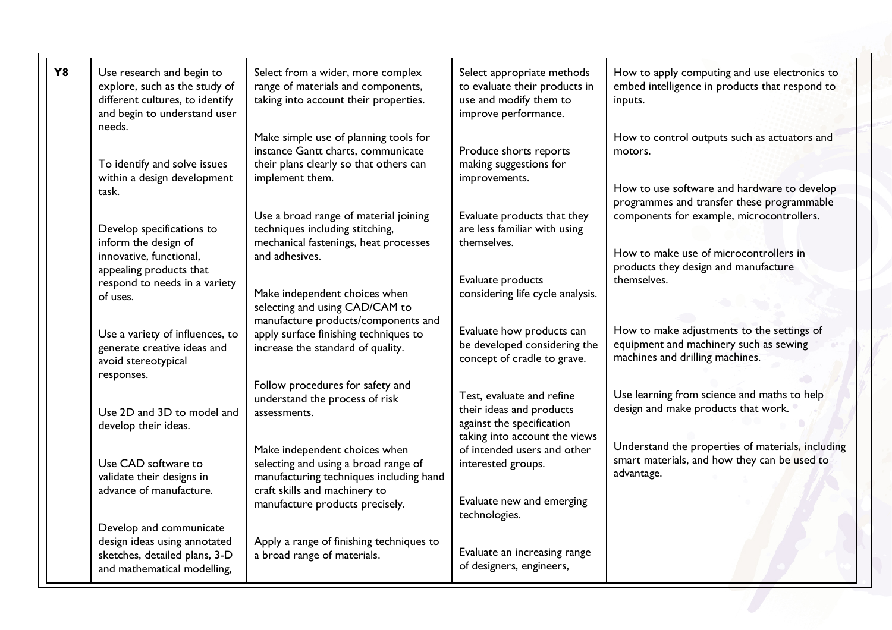| Y8 | Use research and begin to explore, such as the study of different cultures, to identify and begin to understand user needs.<br><br>To identify and solve issues within a design development task.<br><br>Develop specifications to inform the design of innovative, functional, appealing products that respond to needs in a variety of uses.<br><br>Use a variety of influences, to generate creative ideas and avoid stereotypical responses.<br><br>Use 2D and 3D to model and develop their ideas.<br><br>Use CAD software to validate their designs in advance of manufacture.<br><br>Develop and communicate design ideas using annotated sketches, detailed plans, 3-D and mathematical modelling, | Select from a wider, more complex range of materials and components, taking into account their properties.<br><br>Make simple use of planning tools for instance Gantt charts, communicate their plans clearly so that others can implement them.<br><br>Use a broad range of material joining techniques including stitching, mechanical fastenings, heat processes and adhesives.<br><br>Make independent choices when selecting and using CAD/CAM to manufacture products/components and apply surface finishing techniques to increase the standard of quality.<br><br>Follow procedures for safety and understand the process of risk assessments.<br><br>Make independent choices when selecting and using a broad range of manufacturing techniques including hand craft skills and machinery to manufacture products precisely.<br><br>Apply a range of finishing techniques to a broad range of materials. | Select appropriate methods to evaluate their products in use and modify them to improve performance.<br><br>Produce shorts reports making suggestions for improvements.<br><br>Evaluate products that they are less familiar with using themselves.<br><br>Evaluate products considering life cycle analysis.<br><br>Evaluate how products can be developed considering the concept of cradle to grave.<br><br>Test, evaluate and refine their ideas and products against the specification taking into account the views of intended users and other interested groups.<br><br>Evaluate new and emerging technologies.<br><br>Evaluate an increasing range of designers, engineers, | How to apply computing and use electronics to embed intelligence in products that respond to inputs.<br><br>How to control outputs such as actuators and motors.<br><br>How to use software and hardware to develop programmes and transfer these programmable components for example, microcontrollers.<br><br>How to make use of microcontrollers in products they design and manufacture themselves.<br><br>How to make adjustments to the settings of equipment and machinery such as sewing machines and drilling machines.<br><br>Use learning from science and maths to help design and make products that work.<br><br>Understand the properties of materials, including smart materials, and how they can be used to advantage. |
|---|---|---|---|---|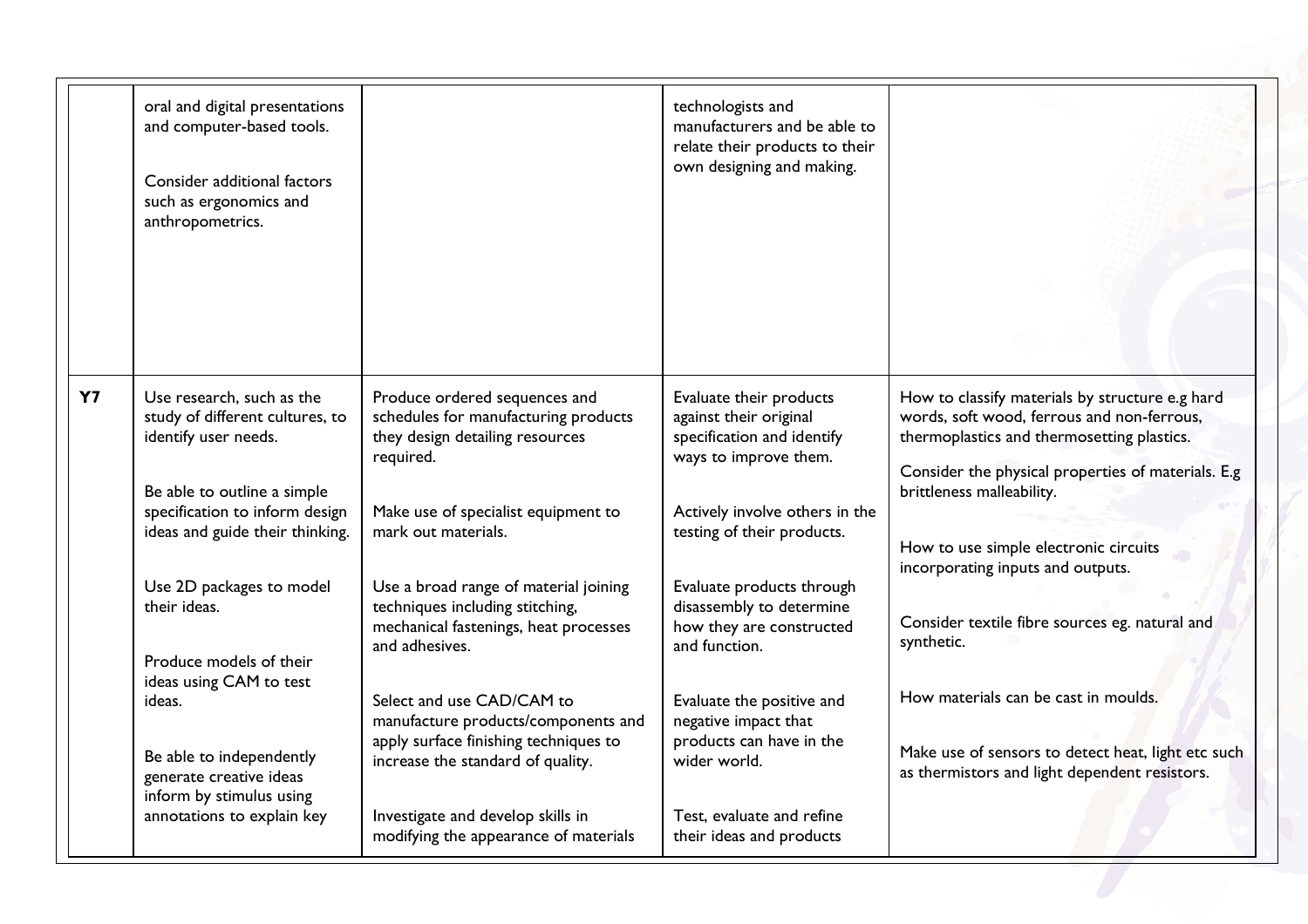| | | | | |
|---|---|---|---|---|
| | oral and digital presentations and computer-based tools.<br><br>Consider additional factors such as ergonomics and anthropometrics. | | technologists and manufacturers and be able to relate their products to their own designing and making. | |
| **Y7** | Use research, such as the study of different cultures, to identify user needs.<br><br>Be able to outline a simple specification to inform design ideas and guide their thinking.<br><br>Use 2D packages to model their ideas.<br><br>Produce models of their ideas using CAM to test ideas.<br><br>Be able to independently generate creative ideas inform by stimulus using annotations to explain key | Produce ordered sequences and schedules for manufacturing products they design detailing resources required.<br><br>Make use of specialist equipment to mark out materials.<br><br>Use a broad range of material joining techniques including stitching, mechanical fastenings, heat processes and adhesives.<br><br>Select and use CAD/CAM to manufacture products/components and apply surface finishing techniques to increase the standard of quality.<br><br>Investigate and develop skills in modifying the appearance of materials | Evaluate their products against their original specification and identify ways to improve them.<br><br>Actively involve others in the testing of their products.<br><br>Evaluate products through disassembly to determine how they are constructed and function.<br><br>Evaluate the positive and negative impact that products can have in the wider world.<br><br>Test, evaluate and refine their ideas and products | How to classify materials by structure e.g hard words, soft wood, ferrous and non-ferrous, thermoplastics and thermosetting plastics.<br><br>Consider the physical properties of materials. E.g brittleness malleability.<br><br>How to use simple electronic circuits incorporating inputs and outputs.<br><br>Consider textile fibre sources eg. natural and synthetic.<br><br>How materials can be cast in moulds.<br><br>Make use of sensors to detect heat, light etc such as thermistors and light dependent resistors. |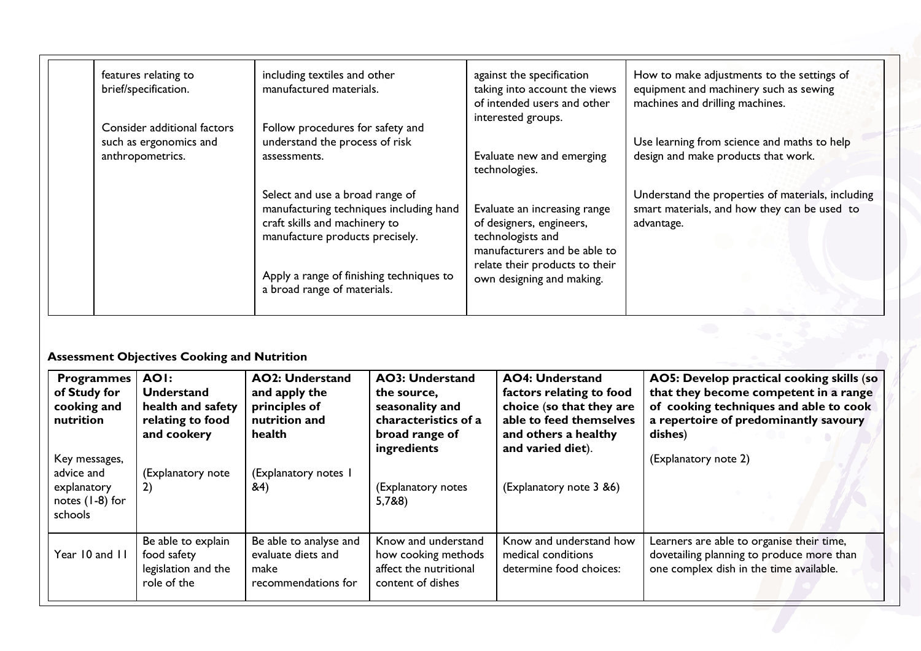| | | | | |
|---|---|---|---|---|
| | features relating to brief/specification.<br><br>Consider additional factors such as ergonomics and anthropometrics. | including textiles and other manufactured materials.<br><br>Follow procedures for safety and understand the process of risk assessments.<br><br>Select and use a broad range of manufacturing techniques including hand craft skills and machinery to manufacture products precisely.<br><br>Apply a range of finishing techniques to a broad range of materials. | against the specification taking into account the views of intended users and other interested groups.<br><br>Evaluate new and emerging technologies.<br><br>Evaluate an increasing range of designers, engineers, technologists and manufacturers and be able to relate their products to their own designing and making. | How to make adjustments to the settings of equipment and machinery such as sewing machines and drilling machines.<br><br>Use learning from science and maths to help design and make products that work.<br><br>Understand the properties of materials, including smart materials, and how they can be used to advantage. |

**Assessment Objectives Cooking and Nutrition**

| **Programmes of Study for cooking and nutrition**<br><br>Key messages, advice and explanatory notes (1-8) for schools | **AO1: Understand health and safety relating to food and cookery**<br><br>(Explanatory note 2) | **AO2: Understand and apply the principles of nutrition and health**<br><br>(Explanatory notes 1 &4) | **AO3: Understand the source, seasonality and characteristics of a broad range of ingredients**<br><br>(Explanatory notes 5,7&8) | **AO4: Understand factors relating to food choice (so that they are able to feed themselves and others a healthy and varied diet).**<br><br>(Explanatory note 3 &6) | **AO5: Develop practical cooking skills (so that they become competent in a range of cooking techniques and able to cook a repertoire of predominantly savoury dishes)**<br><br>(Explanatory note 2) |
|---|---|---|---|---|---|
| Year 10 and 11 | Be able to explain food safety legislation and the role of the | Be able to analyse and evaluate diets and make recommendations for | Know and understand how cooking methods affect the nutritional content of dishes | Know and understand how medical conditions determine food choices: | Learners are able to organise their time, dovetailing planning to produce more than one complex dish in the time available. |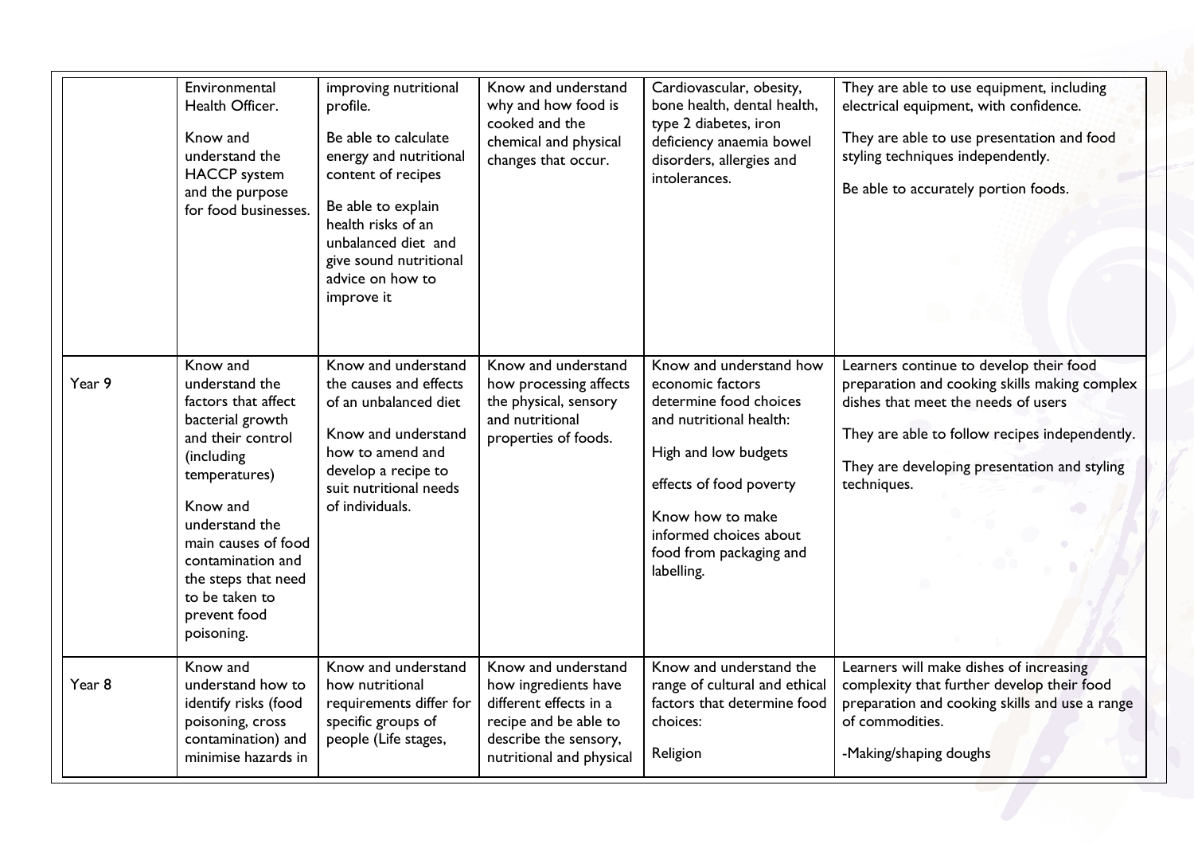|  |  |  |  |  |  |
|---|---|---|---|---|---|
|  | Environmental Health Officer.<br><br>Know and understand the HACCP system and the purpose for food businesses. | improving nutritional profile.<br><br>Be able to calculate energy and nutritional content of recipes<br><br>Be able to explain health risks of an unbalanced diet and give sound nutritional advice on how to improve it | Know and understand why and how food is cooked and the chemical and physical changes that occur. | Cardiovascular, obesity, bone health, dental health, type 2 diabetes, iron deficiency anaemia bowel disorders, allergies and intolerances. | They are able to use equipment, including electrical equipment, with confidence.<br><br>They are able to use presentation and food styling techniques independently.<br><br>Be able to accurately portion foods. |
| Year 9 | Know and understand the factors that affect bacterial growth and their control (including temperatures)<br><br>Know and understand the main causes of food contamination and the steps that need to be taken to prevent food poisoning. | Know and understand the causes and effects of an unbalanced diet<br><br>Know and understand how to amend and develop a recipe to suit nutritional needs of individuals. | Know and understand how processing affects the physical, sensory and nutritional properties of foods. | Know and understand how economic factors determine food choices and nutritional health:<br><br>High and low budgets<br><br>effects of food poverty<br><br>Know how to make informed choices about food from packaging and labelling. | Learners continue to develop their food preparation and cooking skills making complex dishes that meet the needs of users<br><br>They are able to follow recipes independently.<br><br>They are developing presentation and styling techniques. |
| Year 8 | Know and understand how to identify risks (food poisoning, cross contamination) and minimise hazards in | Know and understand how nutritional requirements differ for specific groups of people (Life stages, | Know and understand how ingredients have different effects in a recipe and be able to describe the sensory, nutritional and physical | Know and understand the range of cultural and ethical factors that determine food choices:<br><br>Religion | Learners will make dishes of increasing complexity that further develop their food preparation and cooking skills and use a range of commodities.<br><br>-Making/shaping doughs |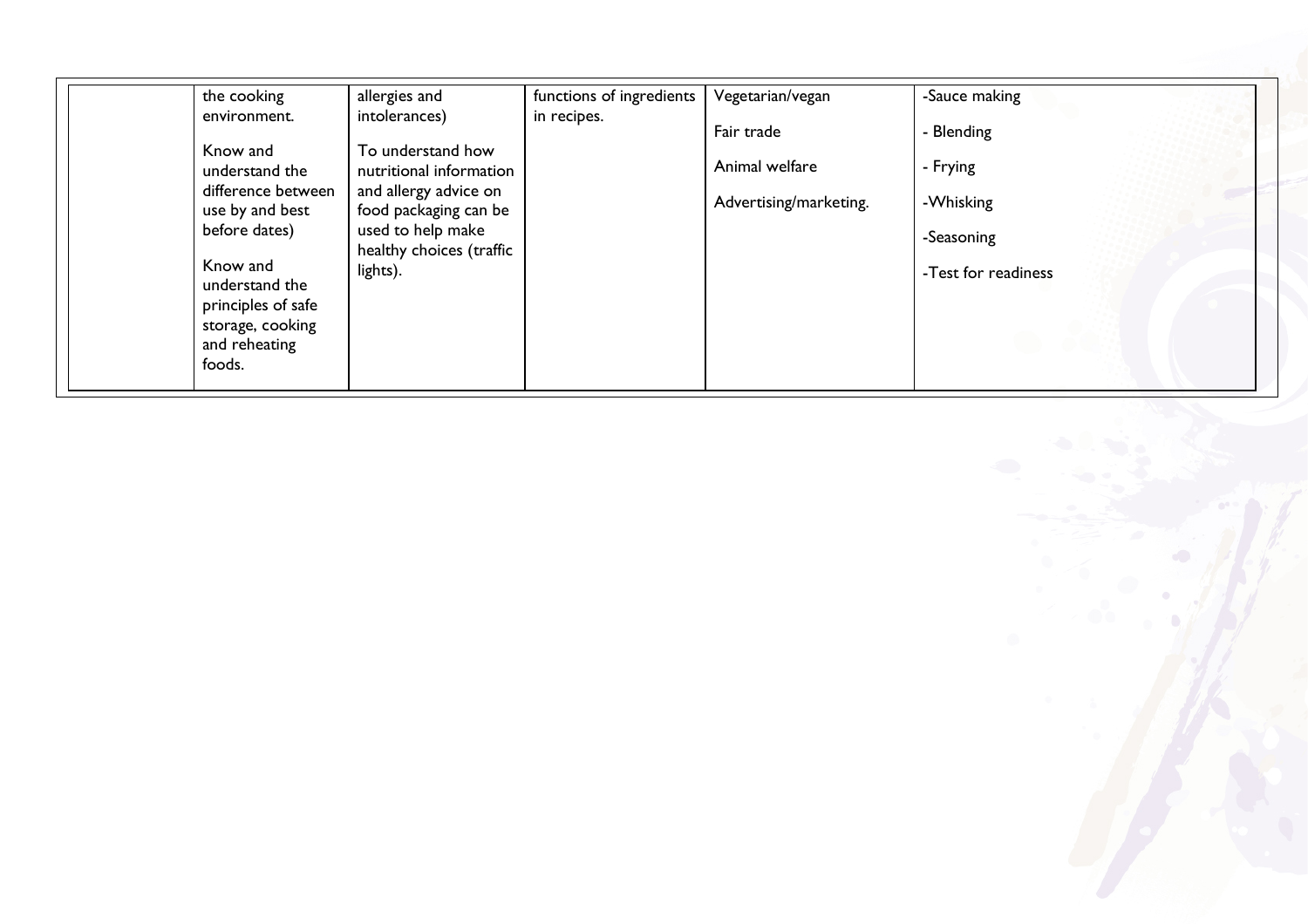| | | | | | |
|---|---|---|---|---|---|
| | the cooking environment.<br><br>Know and understand the difference between use by and best before dates)<br><br>Know and understand the principles of safe storage, cooking and reheating foods. | allergies and intolerances)<br><br>To understand how nutritional information and allergy advice on food packaging can be used to help make healthy choices (traffic lights). | functions of ingredients in recipes. | Vegetarian/vegan<br><br>Fair trade<br><br>Animal welfare<br><br>Advertising/marketing. | -Sauce making<br><br>- Blending<br><br>- Frying<br><br>-Whisking<br><br>-Seasoning<br><br>-Test for readiness |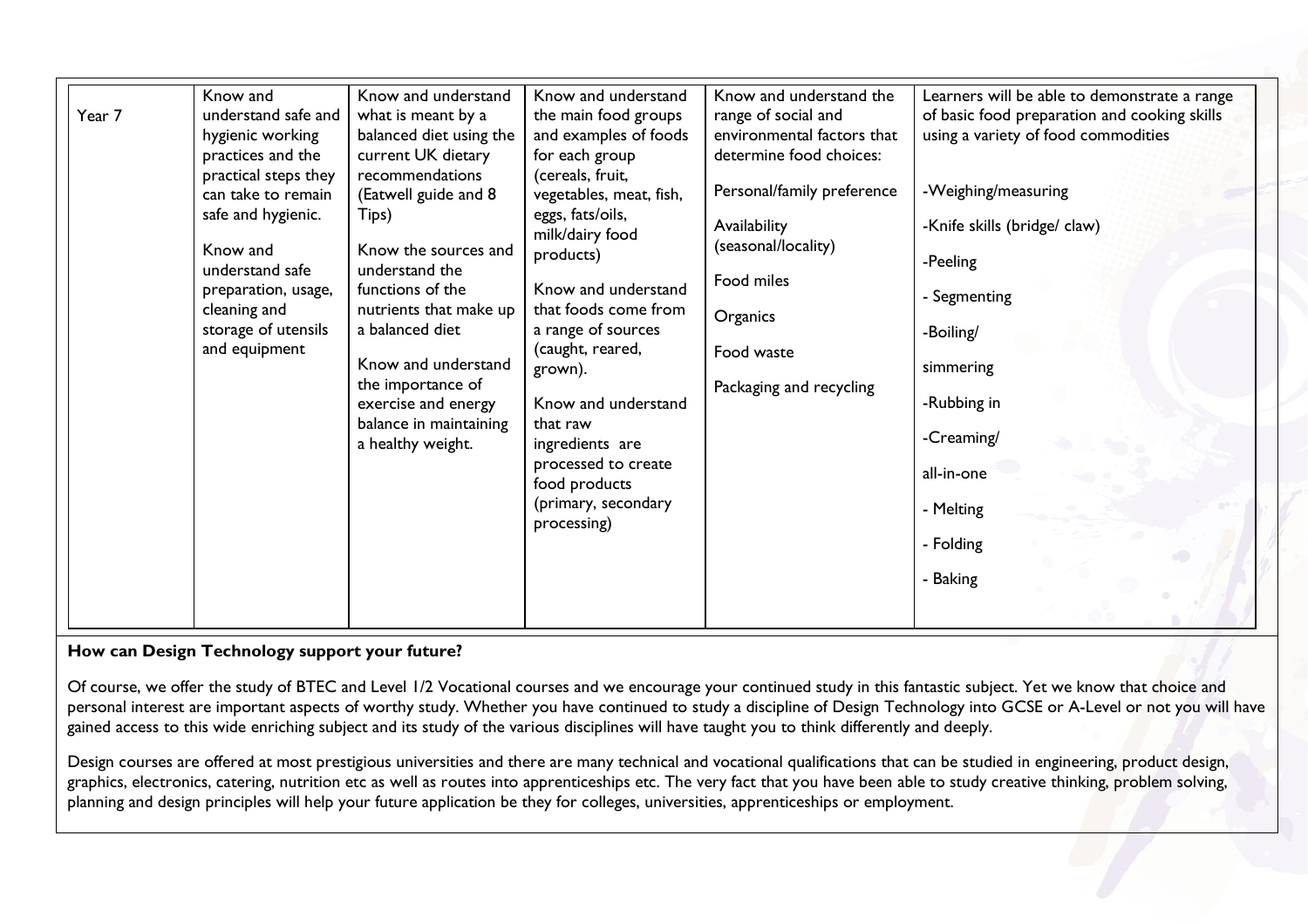| Year 7 | Know and understand safe and hygienic working practices and the practical steps they can take to remain safe and hygienic.<br><br>Know and understand safe preparation, usage, cleaning and storage of utensils and equipment | Know and understand what is meant by a balanced diet using the current UK dietary recommendations (Eatwell guide and 8 Tips)<br><br>Know the sources and understand the functions of the nutrients that make up a balanced diet<br><br>Know and understand the importance of exercise and energy balance in maintaining a healthy weight. | Know and understand the main food groups and examples of foods for each group (cereals, fruit, vegetables, meat, fish, eggs, fats/oils, milk/dairy food products)<br><br>Know and understand that foods come from a range of sources (caught, reared, grown).<br><br>Know and understand that raw ingredients are processed to create food products (primary, secondary processing) | Know and understand the range of social and environmental factors that determine food choices:<br><br>Personal/family preference<br><br>Availability (seasonal/locality)<br><br>Food miles<br><br>Organics<br><br>Food waste<br><br>Packaging and recycling | Learners will be able to demonstrate a range of basic food preparation and cooking skills using a variety of food commodities<br><br>-Weighing/measuring<br><br>-Knife skills (bridge/ claw)<br><br>-Peeling<br><br>- Segmenting<br><br>-Boiling/<br><br>simmering<br><br>-Rubbing in<br><br>-Creaming/<br><br>all-in-one<br><br>- Melting<br><br>- Folding<br><br>- Baking |
|---|---|---|---|---|---|

**How can Design Technology support your future?**

Of course, we offer the study of BTEC and Level 1/2 Vocational courses and we encourage your continued study in this fantastic subject. Yet we know that choice and personal interest are important aspects of worthy study. Whether you have continued to study a discipline of Design Technology into GCSE or A-Level or not you will have gained access to this wide enriching subject and its study of the various disciplines will have taught you to think differently and deeply.

Design courses are offered at most prestigious universities and there are many technical and vocational qualifications that can be studied in engineering, product design, graphics, electronics, catering, nutrition etc as well as routes into apprenticeships etc. The very fact that you have been able to study creative thinking, problem solving, planning and design principles will help your future application be they for colleges, universities, apprenticeships or employment.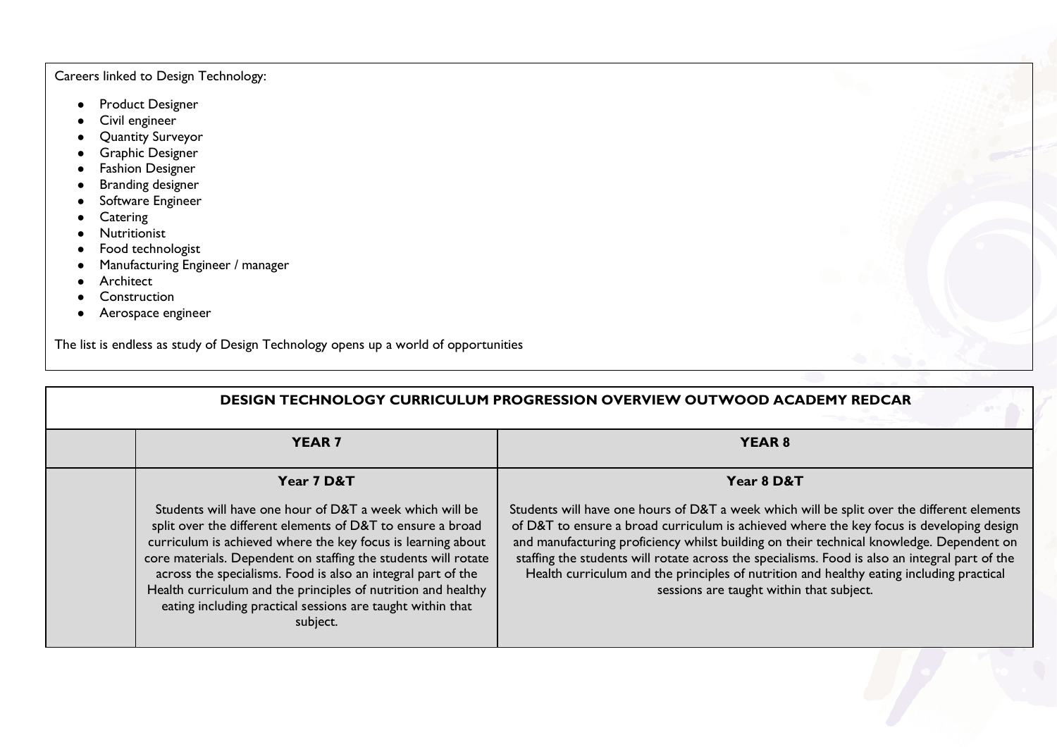Careers linked to Design Technology:

- Product Designer
- Civil engineer
- Quantity Surveyor
- Graphic Designer
- Fashion Designer
- Branding designer
- Software Engineer
- Catering
- Nutritionist
- Food technologist
- Manufacturing Engineer / manager
- Architect
- Construction
- Aerospace engineer

The list is endless as study of Design Technology opens up a world of opportunities

| DESIGN TECHNOLOGY CURRICULUM PROGRESSION OVERVIEW OUTWOOD ACADEMY REDCAR | | |
|---|---|---|
| | **YEAR 7** | **YEAR 8** |
| | **Year 7 D&T**<br><br>Students will have one hour of D&T a week which will be split over the different elements of D&T to ensure a broad curriculum is achieved where the key focus is learning about core materials. Dependent on staffing the students will rotate across the specialisms. Food is also an integral part of the Health curriculum and the principles of nutrition and healthy eating including practical sessions are taught within that subject. | **Year 8 D&T**<br><br>Students will have one hours of D&T a week which will be split over the different elements of D&T to ensure a broad curriculum is achieved where the key focus is developing design and manufacturing proficiency whilst building on their technical knowledge. Dependent on staffing the students will rotate across the specialisms. Food is also an integral part of the Health curriculum and the principles of nutrition and healthy eating including practical sessions are taught within that subject. |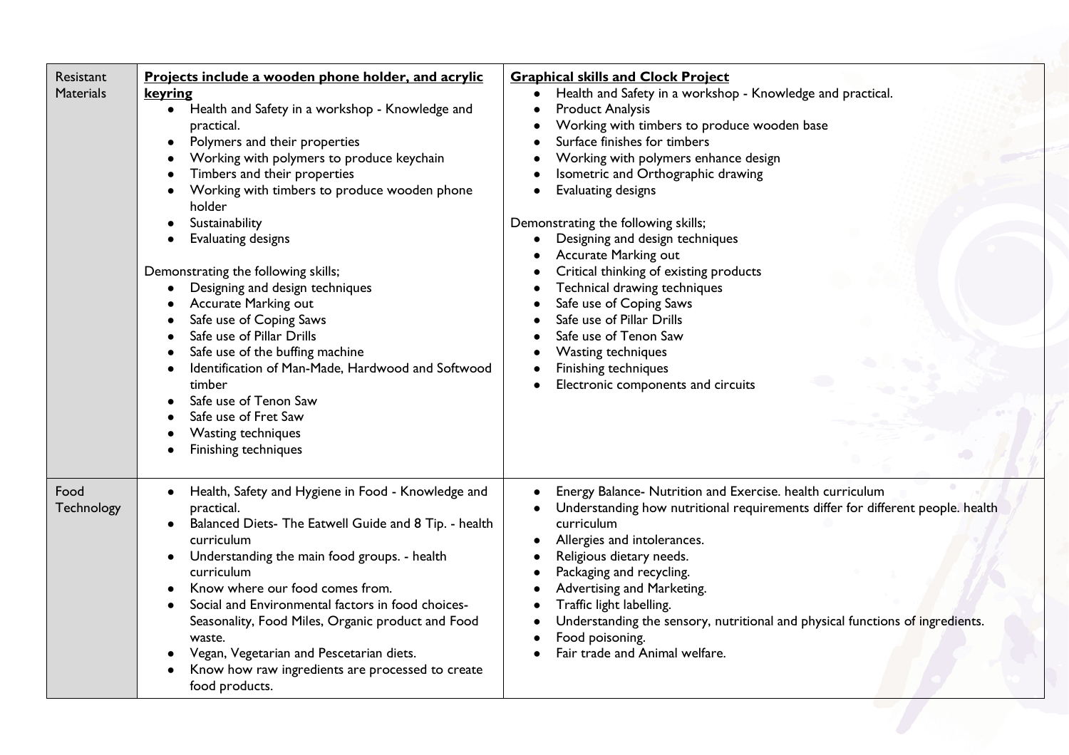| | | |
|---|---|---|
| Resistant Materials | **Projects include a wooden phone holder, and acrylic keyring**<br>• Health and Safety in a workshop - Knowledge and practical.<br>• Polymers and their properties<br>• Working with polymers to produce keychain<br>• Timbers and their properties<br>• Working with timbers to produce wooden phone holder<br>• Sustainability<br>• Evaluating designs<br><br>Demonstrating the following skills;<br>• Designing and design techniques<br>• Accurate Marking out<br>• Safe use of Coping Saws<br>• Safe use of Pillar Drills<br>• Safe use of the buffing machine<br>• Identification of Man-Made, Hardwood and Softwood timber<br>• Safe use of Tenon Saw<br>• Safe use of Fret Saw<br>• Wasting techniques<br>• Finishing techniques | **Graphical skills and Clock Project**<br>• Health and Safety in a workshop - Knowledge and practical.<br>• Product Analysis<br>• Working with timbers to produce wooden base<br>• Surface finishes for timbers<br>• Working with polymers enhance design<br>• Isometric and Orthographic drawing<br>• Evaluating designs<br><br>Demonstrating the following skills;<br>• Designing and design techniques<br>• Accurate Marking out<br>• Critical thinking of existing products<br>• Technical drawing techniques<br>• Safe use of Coping Saws<br>• Safe use of Pillar Drills<br>• Safe use of Tenon Saw<br>• Wasting techniques<br>• Finishing techniques<br>• Electronic components and circuits |
| Food Technology | • Health, Safety and Hygiene in Food - Knowledge and practical.<br>• Balanced Diets- The Eatwell Guide and 8 Tip. - health curriculum<br>• Understanding the main food groups. - health curriculum<br>• Know where our food comes from.<br>• Social and Environmental factors in food choices- Seasonality, Food Miles, Organic product and Food waste.<br>• Vegan, Vegetarian and Pescetarian diets.<br>• Know how raw ingredients are processed to create food products. | • Energy Balance- Nutrition and Exercise. health curriculum<br>• Understanding how nutritional requirements differ for different people. health curriculum<br>• Allergies and intolerances.<br>• Religious dietary needs.<br>• Packaging and recycling.<br>• Advertising and Marketing.<br>• Traffic light labelling.<br>• Understanding the sensory, nutritional and physical functions of ingredients.<br>• Food poisoning.<br>• Fair trade and Animal welfare. |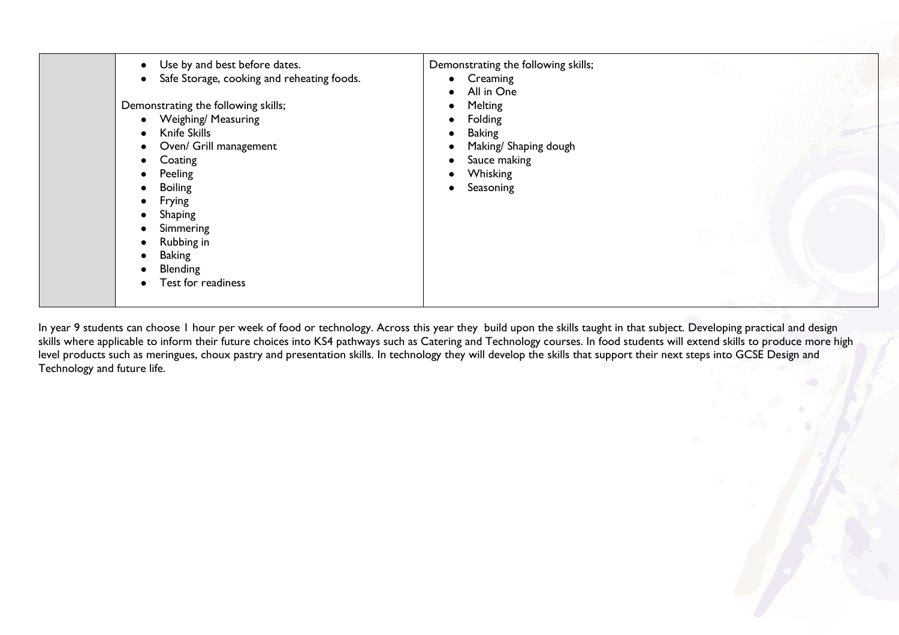| | | |
|---|---|---|
| | <ul><li>Use by and best before dates.</li><li>Safe Storage, cooking and reheating foods.</li></ul>Demonstrating the following skills;<ul><li>Weighing/ Measuring</li><li>Knife Skills</li><li>Oven/ Grill management</li><li>Coating</li><li>Peeling</li><li>Boiling</li><li>Frying</li><li>Shaping</li><li>Simmering</li><li>Rubbing in</li><li>Baking</li><li>Blending</li><li>Test for readiness</li></ul> | Demonstrating the following skills;<ul><li>Creaming</li><li>All in One</li><li>Melting</li><li>Folding</li><li>Baking</li><li>Making/ Shaping dough</li><li>Sauce making</li><li>Whisking</li><li>Seasoning</li></ul> |

In year 9 students can choose 1 hour per week of food or technology. Across this year they build upon the skills taught in that subject. Developing practical and design skills where applicable to inform their future choices into KS4 pathways such as Catering and Technology courses. In food students will extend skills to produce more high level products such as meringues, choux pastry and presentation skills. In technology they will develop the skills that support their next steps into GCSE Design and Technology and future life.